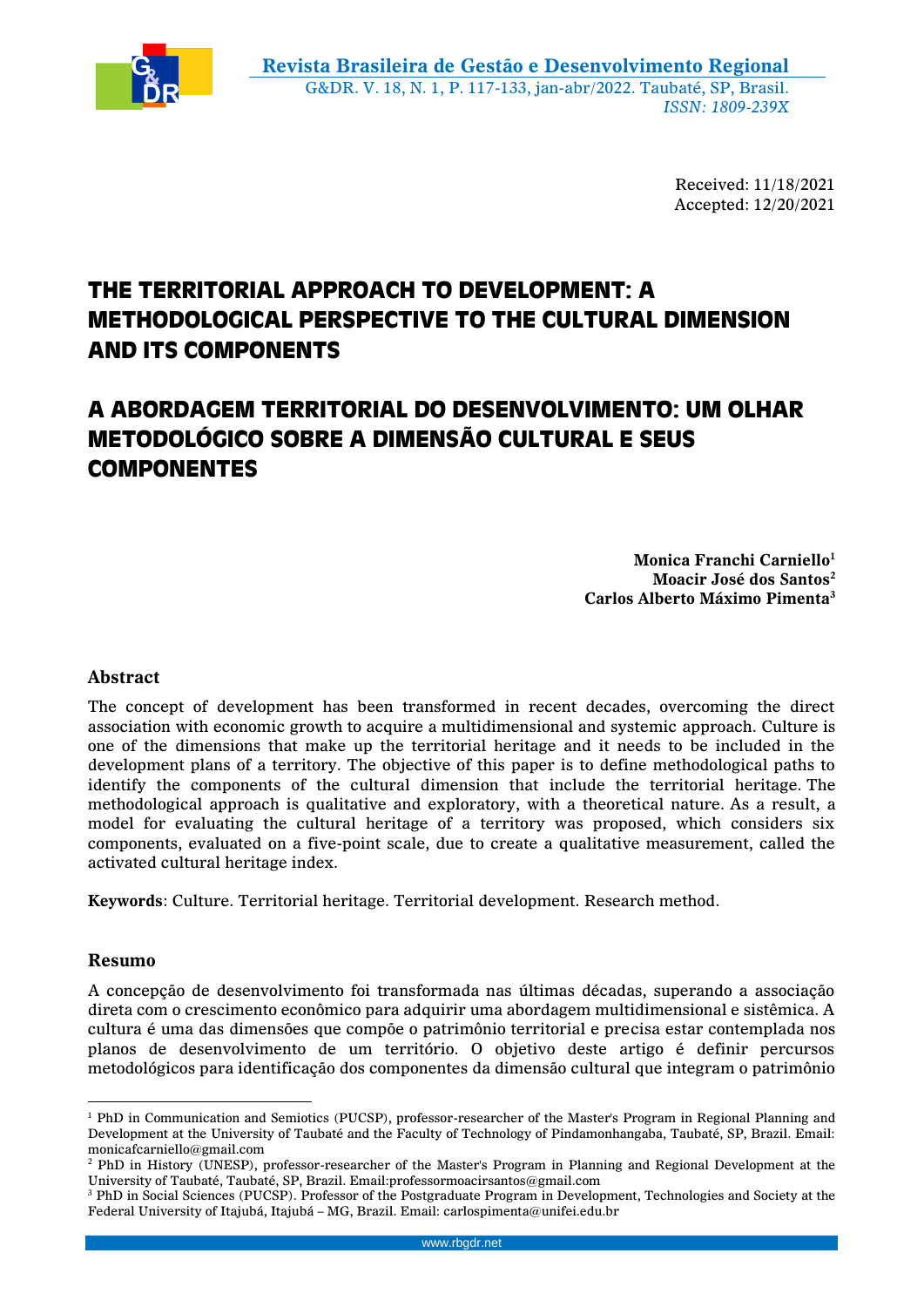Received: 11/18/2021
Accepted: 12/20/2021

# THE TERRITORIAL APPROACH TO DEVELOPMENT: A METHODOLOGICAL PERSPECTIVE TO THE CULTURAL DIMENSION AND ITS COMPONENTS

# A ABORDAGEM TERRITORIAL DO DESENVOLVIMENTO: UM OLHAR METODOLÓGICO SOBRE A DIMENSÃO CULTURAL E SEUS COMPONENTES

**Monica Franchi Carniello**[1]
**Moacir José dos Santos**[2]
**Carlos Alberto Máximo Pimenta**[3]

## Abstract

The concept of development has been transformed in recent decades, overcoming the direct association with economic growth to acquire a multidimensional and systemic approach. Culture is one of the dimensions that make up the territorial heritage and it needs to be included in the development plans of a territory. The objective of this paper is to define methodological paths to identify the components of the cultural dimension that include the territorial heritage. The methodological approach is qualitative and exploratory, with a theoretical nature. As a result, a model for evaluating the cultural heritage of a territory was proposed, which considers six components, evaluated on a five-point scale, due to create a qualitative measurement, called the activated cultural heritage index.

**Keywords**: Culture. Territorial heritage. Territorial development. Research method.

## Resumo

A concepção de desenvolvimento foi transformada nas últimas décadas, superando a associação direta com o crescimento econômico para adquirir uma abordagem multidimensional e sistêmica. A cultura é uma das dimensões que compõe o patrimônio territorial e precisa estar contemplada nos planos de desenvolvimento de um território. O objetivo deste artigo é definir percursos metodológicos para identificação dos componentes da dimensão cultural que integram o patrimônio

---

[1] PhD in Communication and Semiotics (PUCSP), professor-researcher of the Master's Program in Regional Planning and Development at the University of Taubaté and the Faculty of Technology of Pindamonhangaba, Taubaté, SP, Brazil. Email: monicafcarniello@gmail.com

[2] PhD in History (UNESP), professor-researcher of the Master's Program in Planning and Regional Development at the University of Taubaté, Taubaté, SP, Brazil. Email:professormoacirsantos@gmail.com

[3] PhD in Social Sciences (PUCSP). Professor of the Postgraduate Program in Development, Technologies and Society at the Federal University of Itajubá, Itajubá – MG, Brazil. Email: carlospimenta@unifei.edu.br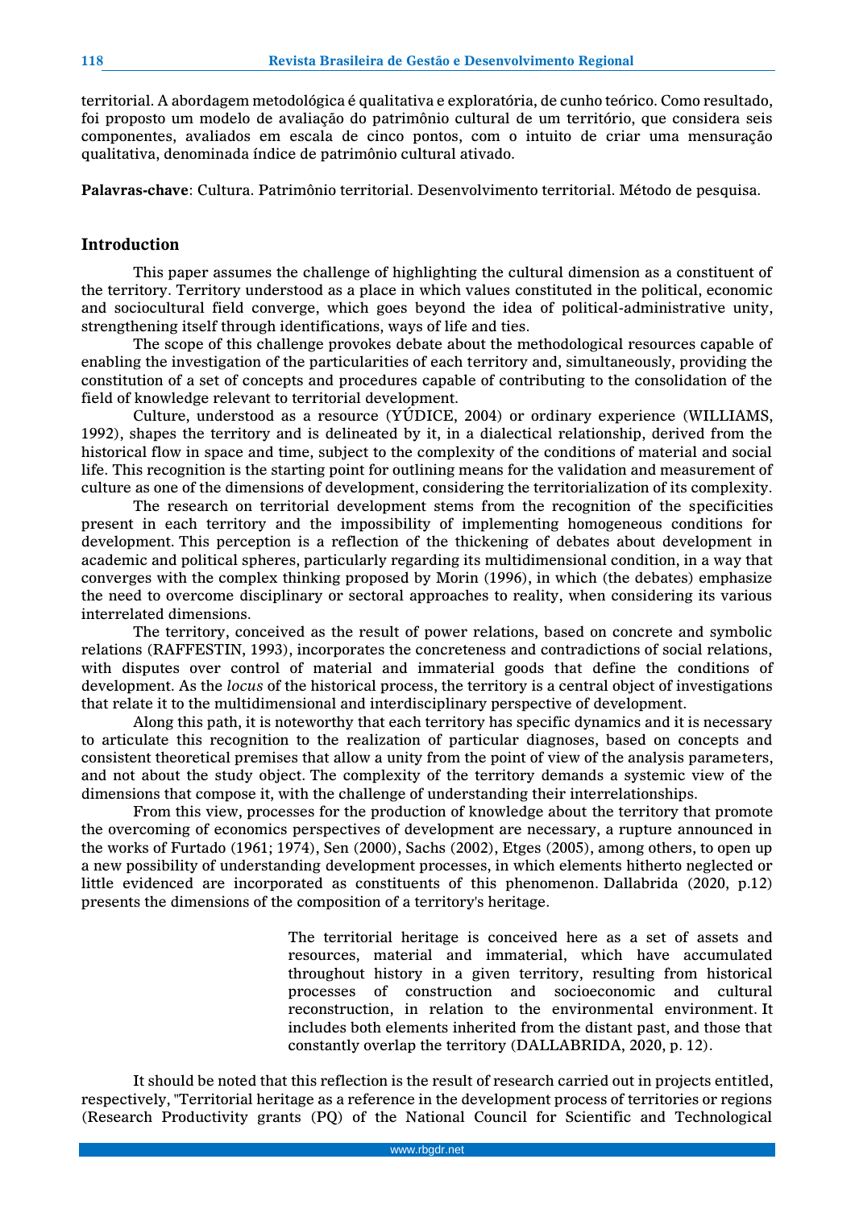territorial. A abordagem metodológica é qualitativa e exploratória, de cunho teórico. Como resultado, foi proposto um modelo de avaliação do patrimônio cultural de um território, que considera seis componentes, avaliados em escala de cinco pontos, com o intuito de criar uma mensuração qualitativa, denominada índice de patrimônio cultural ativado.

**Palavras-chave**: Cultura. Patrimônio territorial. Desenvolvimento territorial. Método de pesquisa.

## Introduction

This paper assumes the challenge of highlighting the cultural dimension as a constituent of the territory. Territory understood as a place in which values constituted in the political, economic and sociocultural field converge, which goes beyond the idea of political-administrative unity, strengthening itself through identifications, ways of life and ties.

The scope of this challenge provokes debate about the methodological resources capable of enabling the investigation of the particularities of each territory and, simultaneously, providing the constitution of a set of concepts and procedures capable of contributing to the consolidation of the field of knowledge relevant to territorial development.

Culture, understood as a resource (YÚDICE, 2004) or ordinary experience (WILLIAMS, 1992), shapes the territory and is delineated by it, in a dialectical relationship, derived from the historical flow in space and time, subject to the complexity of the conditions of material and social life. This recognition is the starting point for outlining means for the validation and measurement of culture as one of the dimensions of development, considering the territorialization of its complexity.

The research on territorial development stems from the recognition of the specificities present in each territory and the impossibility of implementing homogeneous conditions for development. This perception is a reflection of the thickening of debates about development in academic and political spheres, particularly regarding its multidimensional condition, in a way that converges with the complex thinking proposed by Morin (1996), in which (the debates) emphasize the need to overcome disciplinary or sectoral approaches to reality, when considering its various interrelated dimensions.

The territory, conceived as the result of power relations, based on concrete and symbolic relations (RAFFESTIN, 1993), incorporates the concreteness and contradictions of social relations, with disputes over control of material and immaterial goods that define the conditions of development. As the *locus* of the historical process, the territory is a central object of investigations that relate it to the multidimensional and interdisciplinary perspective of development.

Along this path, it is noteworthy that each territory has specific dynamics and it is necessary to articulate this recognition to the realization of particular diagnoses, based on concepts and consistent theoretical premises that allow a unity from the point of view of the analysis parameters, and not about the study object. The complexity of the territory demands a systemic view of the dimensions that compose it, with the challenge of understanding their interrelationships.

From this view, processes for the production of knowledge about the territory that promote the overcoming of economics perspectives of development are necessary, a rupture announced in the works of Furtado (1961; 1974), Sen (2000), Sachs (2002), Etges (2005), among others, to open up a new possibility of understanding development processes, in which elements hitherto neglected or little evidenced are incorporated as constituents of this phenomenon. Dallabrida (2020, p.12) presents the dimensions of the composition of a territory's heritage.

> The territorial heritage is conceived here as a set of assets and resources, material and immaterial, which have accumulated throughout history in a given territory, resulting from historical processes of construction and socioeconomic and cultural reconstruction, in relation to the environmental environment. It includes both elements inherited from the distant past, and those that constantly overlap the territory (DALLABRIDA, 2020, p. 12).

It should be noted that this reflection is the result of research carried out in projects entitled, respectively, "Territorial heritage as a reference in the development process of territories or regions (Research Productivity grants (PQ) of the National Council for Scientific and Technological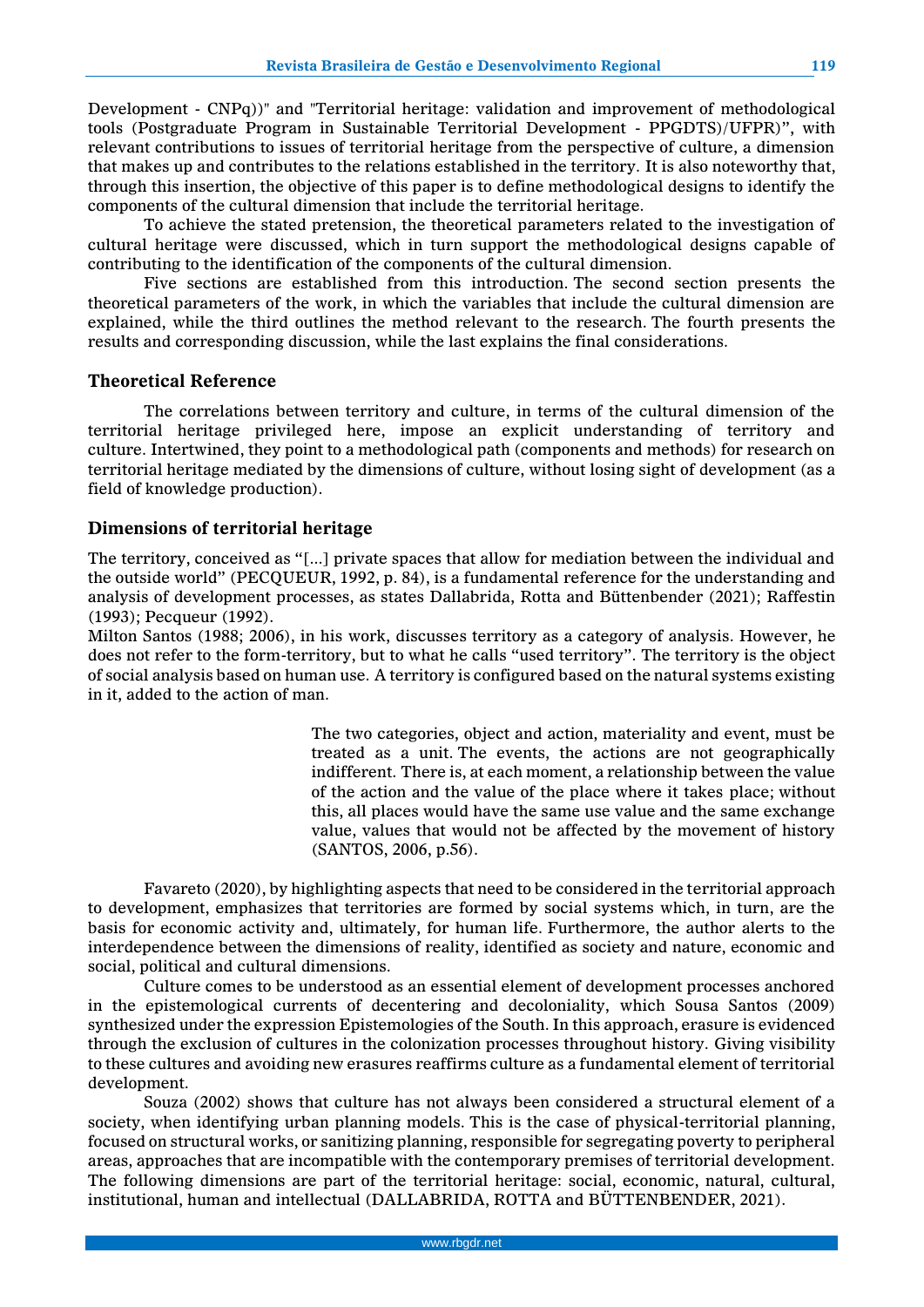Development - CNPq))" and "Territorial heritage: validation and improvement of methodological tools (Postgraduate Program in Sustainable Territorial Development - PPGDTS)/UFPR)", with relevant contributions to issues of territorial heritage from the perspective of culture, a dimension that makes up and contributes to the relations established in the territory. It is also noteworthy that, through this insertion, the objective of this paper is to define methodological designs to identify the components of the cultural dimension that include the territorial heritage.

To achieve the stated pretension, the theoretical parameters related to the investigation of cultural heritage were discussed, which in turn support the methodological designs capable of contributing to the identification of the components of the cultural dimension.

Five sections are established from this introduction. The second section presents the theoretical parameters of the work, in which the variables that include the cultural dimension are explained, while the third outlines the method relevant to the research. The fourth presents the results and corresponding discussion, while the last explains the final considerations.

## Theoretical Reference

The correlations between territory and culture, in terms of the cultural dimension of the territorial heritage privileged here, impose an explicit understanding of territory and culture. Intertwined, they point to a methodological path (components and methods) for research on territorial heritage mediated by the dimensions of culture, without losing sight of development (as a field of knowledge production).

### Dimensions of territorial heritage

The territory, conceived as "[...] private spaces that allow for mediation between the individual and the outside world" (PECQUEUR, 1992, p. 84), is a fundamental reference for the understanding and analysis of development processes, as states Dallabrida, Rotta and Büttenbender (2021); Raffestin (1993); Pecqueur (1992).

Milton Santos (1988; 2006), in his work, discusses territory as a category of analysis. However, he does not refer to the form-territory, but to what he calls "used territory". The territory is the object of social analysis based on human use. A territory is configured based on the natural systems existing in it, added to the action of man.

> The two categories, object and action, materiality and event, must be treated as a unit. The events, the actions are not geographically indifferent. There is, at each moment, a relationship between the value of the action and the value of the place where it takes place; without this, all places would have the same use value and the same exchange value, values that would not be affected by the movement of history (SANTOS, 2006, p.56).

Favareto (2020), by highlighting aspects that need to be considered in the territorial approach to development, emphasizes that territories are formed by social systems which, in turn, are the basis for economic activity and, ultimately, for human life. Furthermore, the author alerts to the interdependence between the dimensions of reality, identified as society and nature, economic and social, political and cultural dimensions.

Culture comes to be understood as an essential element of development processes anchored in the epistemological currents of decentering and decoloniality, which Sousa Santos (2009) synthesized under the expression Epistemologies of the South. In this approach, erasure is evidenced through the exclusion of cultures in the colonization processes throughout history. Giving visibility to these cultures and avoiding new erasures reaffirms culture as a fundamental element of territorial development.

Souza (2002) shows that culture has not always been considered a structural element of a society, when identifying urban planning models. This is the case of physical-territorial planning, focused on structural works, or sanitizing planning, responsible for segregating poverty to peripheral areas, approaches that are incompatible with the contemporary premises of territorial development. The following dimensions are part of the territorial heritage: social, economic, natural, cultural, institutional, human and intellectual (DALLABRIDA, ROTTA and BÜTTENBENDER, 2021).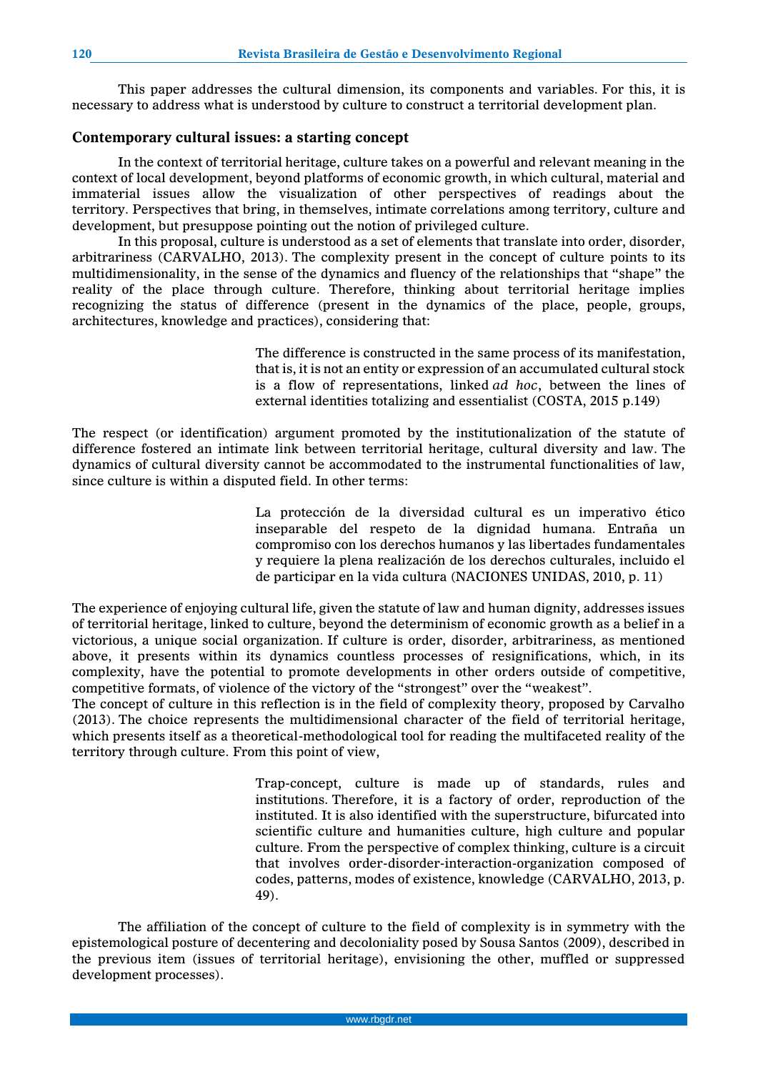This paper addresses the cultural dimension, its components and variables. For this, it is necessary to address what is understood by culture to construct a territorial development plan.

## Contemporary cultural issues: a starting concept

In the context of territorial heritage, culture takes on a powerful and relevant meaning in the context of local development, beyond platforms of economic growth, in which cultural, material and immaterial issues allow the visualization of other perspectives of readings about the territory. Perspectives that bring, in themselves, intimate correlations among territory, culture and development, but presuppose pointing out the notion of privileged culture.

In this proposal, culture is understood as a set of elements that translate into order, disorder, arbitrariness (CARVALHO, 2013). The complexity present in the concept of culture points to its multidimensionality, in the sense of the dynamics and fluency of the relationships that "shape" the reality of the place through culture. Therefore, thinking about territorial heritage implies recognizing the status of difference (present in the dynamics of the place, people, groups, architectures, knowledge and practices), considering that:

> The difference is constructed in the same process of its manifestation, that is, it is not an entity or expression of an accumulated cultural stock is a flow of representations, linked *ad hoc*, between the lines of external identities totalizing and essentialist (COSTA, 2015 p.149)

The respect (or identification) argument promoted by the institutionalization of the statute of difference fostered an intimate link between territorial heritage, cultural diversity and law. The dynamics of cultural diversity cannot be accommodated to the instrumental functionalities of law, since culture is within a disputed field. In other terms:

> La protección de la diversidad cultural es un imperativo ético inseparable del respeto de la dignidad humana. Entraña un compromiso con los derechos humanos y las libertades fundamentales y requiere la plena realización de los derechos culturales, incluido el de participar en la vida cultura (NACIONES UNIDAS, 2010, p. 11)

The experience of enjoying cultural life, given the statute of law and human dignity, addresses issues of territorial heritage, linked to culture, beyond the determinism of economic growth as a belief in a victorious, a unique social organization. If culture is order, disorder, arbitrariness, as mentioned above, it presents within its dynamics countless processes of resignifications, which, in its complexity, have the potential to promote developments in other orders outside of competitive, competitive formats, of violence of the victory of the "strongest" over the "weakest".

The concept of culture in this reflection is in the field of complexity theory, proposed by Carvalho (2013). The choice represents the multidimensional character of the field of territorial heritage, which presents itself as a theoretical-methodological tool for reading the multifaceted reality of the territory through culture. From this point of view,

> Trap-concept, culture is made up of standards, rules and institutions. Therefore, it is a factory of order, reproduction of the instituted. It is also identified with the superstructure, bifurcated into scientific culture and humanities culture, high culture and popular culture. From the perspective of complex thinking, culture is a circuit that involves order-disorder-interaction-organization composed of codes, patterns, modes of existence, knowledge (CARVALHO, 2013, p. 49).

The affiliation of the concept of culture to the field of complexity is in symmetry with the epistemological posture of decentering and decoloniality posed by Sousa Santos (2009), described in the previous item (issues of territorial heritage), envisioning the other, muffled or suppressed development processes).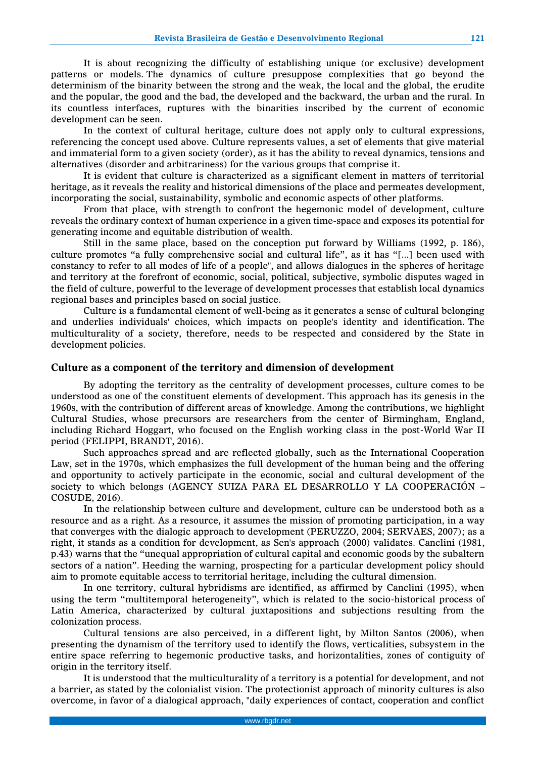It is about recognizing the difficulty of establishing unique (or exclusive) development patterns or models. The dynamics of culture presuppose complexities that go beyond the determinism of the binarity between the strong and the weak, the local and the global, the erudite and the popular, the good and the bad, the developed and the backward, the urban and the rural. In its countless interfaces, ruptures with the binarities inscribed by the current of economic development can be seen.

In the context of cultural heritage, culture does not apply only to cultural expressions, referencing the concept used above. Culture represents values, a set of elements that give material and immaterial form to a given society (order), as it has the ability to reveal dynamics, tensions and alternatives (disorder and arbitrariness) for the various groups that comprise it.

It is evident that culture is characterized as a significant element in matters of territorial heritage, as it reveals the reality and historical dimensions of the place and permeates development, incorporating the social, sustainability, symbolic and economic aspects of other platforms.

From that place, with strength to confront the hegemonic model of development, culture reveals the ordinary context of human experience in a given time-space and exposes its potential for generating income and equitable distribution of wealth.

Still in the same place, based on the conception put forward by Williams (1992, p. 186), culture promotes "a fully comprehensive social and cultural life", as it has "[...] been used with constancy to refer to all modes of life of a people", and allows dialogues in the spheres of heritage and territory at the forefront of economic, social, political, subjective, symbolic disputes waged in the field of culture, powerful to the leverage of development processes that establish local dynamics regional bases and principles based on social justice.

Culture is a fundamental element of well-being as it generates a sense of cultural belonging and underlies individuals' choices, which impacts on people's identity and identification. The multiculturality of a society, therefore, needs to be respected and considered by the State in development policies.

## Culture as a component of the territory and dimension of development

By adopting the territory as the centrality of development processes, culture comes to be understood as one of the constituent elements of development. This approach has its genesis in the 1960s, with the contribution of different areas of knowledge. Among the contributions, we highlight Cultural Studies, whose precursors are researchers from the center of Birmingham, England, including Richard Hoggart, who focused on the English working class in the post-World War II period (FELIPPI, BRANDT, 2016).

Such approaches spread and are reflected globally, such as the International Cooperation Law, set in the 1970s, which emphasizes the full development of the human being and the offering and opportunity to actively participate in the economic, social and cultural development of the society to which belongs (AGENCY SUIZA PARA EL DESARROLLO Y LA COOPERACIÓN – COSUDE, 2016).

In the relationship between culture and development, culture can be understood both as a resource and as a right. As a resource, it assumes the mission of promoting participation, in a way that converges with the dialogic approach to development (PERUZZO, 2004; SERVAES, 2007); as a right, it stands as a condition for development, as Sen's approach (2000) validates. Canclini (1981, p.43) warns that the "unequal appropriation of cultural capital and economic goods by the subaltern sectors of a nation". Heeding the warning, prospecting for a particular development policy should aim to promote equitable access to territorial heritage, including the cultural dimension.

In one territory, cultural hybridisms are identified, as affirmed by Canclini (1995), when using the term "multitemporal heterogeneity", which is related to the socio-historical process of Latin America, characterized by cultural juxtapositions and subjections resulting from the colonization process.

Cultural tensions are also perceived, in a different light, by Milton Santos (2006), when presenting the dynamism of the territory used to identify the flows, verticalities, subsystem in the entire space referring to hegemonic productive tasks, and horizontalities, zones of contiguity of origin in the territory itself.

It is understood that the multiculturality of a territory is a potential for development, and not a barrier, as stated by the colonialist vision. The protectionist approach of minority cultures is also overcome, in favor of a dialogical approach, "daily experiences of contact, cooperation and conflict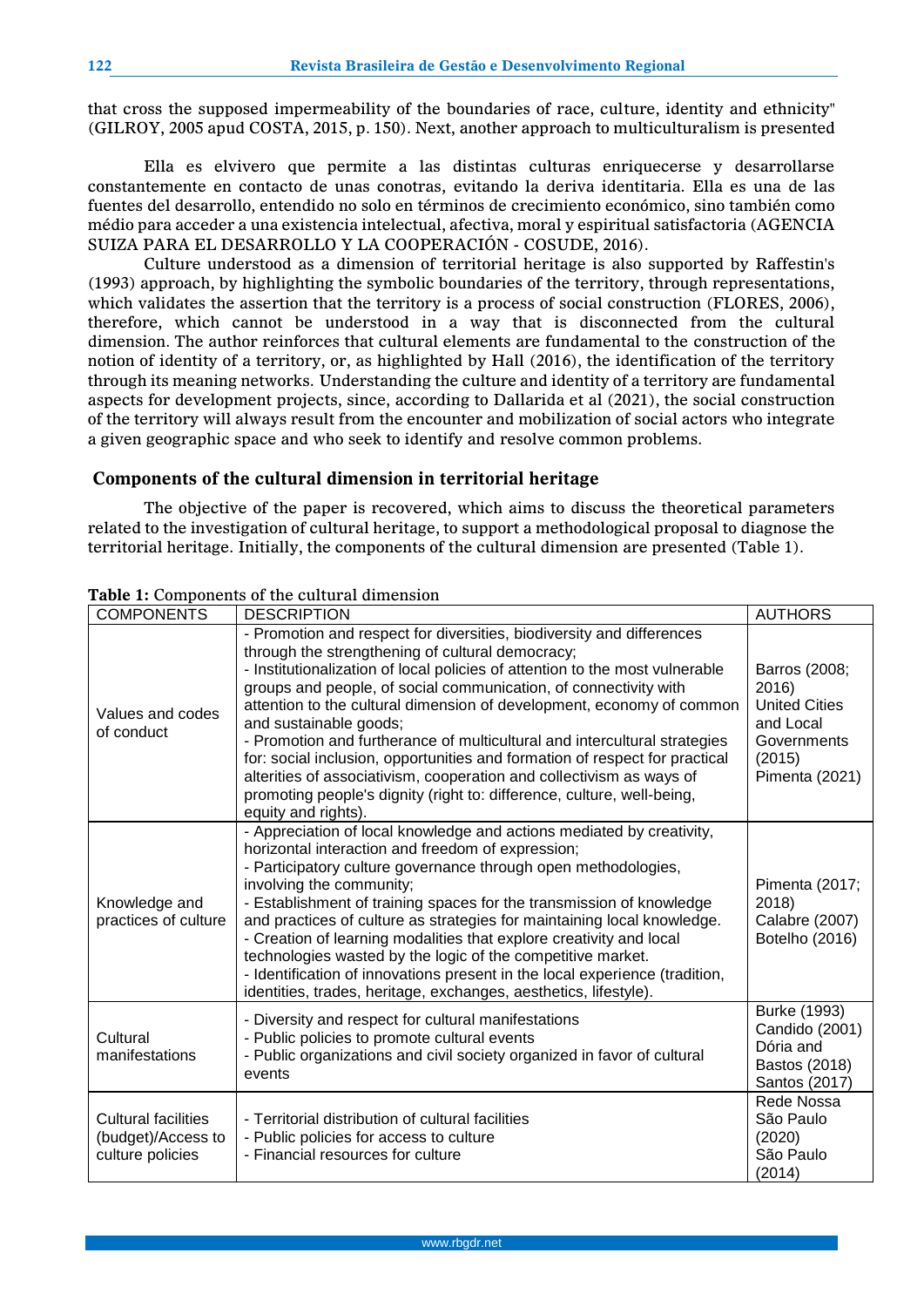that cross the supposed impermeability of the boundaries of race, culture, identity and ethnicity" (GILROY, 2005 apud COSTA, 2015, p. 150). Next, another approach to multiculturalism is presented

Ella es elvivero que permite a las distintas culturas enriquecerse y desarrollarse constantemente en contacto de unas conotras, evitando la deriva identitaria. Ella es una de las fuentes del desarrollo, entendido no solo en términos de crecimiento económico, sino también como médio para acceder a una existencia intelectual, afectiva, moral y espiritual satisfactoria (AGENCIA SUIZA PARA EL DESARROLLO Y LA COOPERACIÓN - COSUDE, 2016).

Culture understood as a dimension of territorial heritage is also supported by Raffestin's (1993) approach, by highlighting the symbolic boundaries of the territory, through representations, which validates the assertion that the territory is a process of social construction (FLORES, 2006), therefore, which cannot be understood in a way that is disconnected from the cultural dimension. The author reinforces that cultural elements are fundamental to the construction of the notion of identity of a territory, or, as highlighted by Hall (2016), the identification of the territory through its meaning networks. Understanding the culture and identity of a territory are fundamental aspects for development projects, since, according to Dallarida et al (2021), the social construction of the territory will always result from the encounter and mobilization of social actors who integrate a given geographic space and who seek to identify and resolve common problems.

## Components of the cultural dimension in territorial heritage

The objective of the paper is recovered, which aims to discuss the theoretical parameters related to the investigation of cultural heritage, to support a methodological proposal to diagnose the territorial heritage. Initially, the components of the cultural dimension are presented (Table 1).

**Table 1:** Components of the cultural dimension

| COMPONENTS | DESCRIPTION | AUTHORS |
|---|---|---|
| Values and codes of conduct | - Promotion and respect for diversities, biodiversity and differences through the strengthening of cultural democracy;<br>- Institutionalization of local policies of attention to the most vulnerable groups and people, of social communication, of connectivity with attention to the cultural dimension of development, economy of common and sustainable goods;<br>- Promotion and furtherance of multicultural and intercultural strategies for: social inclusion, opportunities and formation of respect for practical alterities of associativism, cooperation and collectivism as ways of promoting people's dignity (right to: difference, culture, well-being, equity and rights). | Barros (2008; 2016)<br>United Cities and Local Governments (2015)<br>Pimenta (2021) |
| Knowledge and practices of culture | - Appreciation of local knowledge and actions mediated by creativity, horizontal interaction and freedom of expression;<br>- Participatory culture governance through open methodologies, involving the community;<br>- Establishment of training spaces for the transmission of knowledge and practices of culture as strategies for maintaining local knowledge.<br>- Creation of learning modalities that explore creativity and local technologies wasted by the logic of the competitive market.<br>- Identification of innovations present in the local experience (tradition, identities, trades, heritage, exchanges, aesthetics, lifestyle). | Pimenta (2017; 2018)<br>Calabre (2007)<br>Botelho (2016) |
| Cultural manifestations | - Diversity and respect for cultural manifestations<br>- Public policies to promote cultural events<br>- Public organizations and civil society organized in favor of cultural events | Burke (1993)<br>Candido (2001)<br>Dória and Bastos (2018)<br>Santos (2017) |
| Cultural facilities (budget)/Access to culture policies | - Territorial distribution of cultural facilities<br>- Public policies for access to culture<br>- Financial resources for culture | Rede Nossa São Paulo (2020)<br>São Paulo (2014) |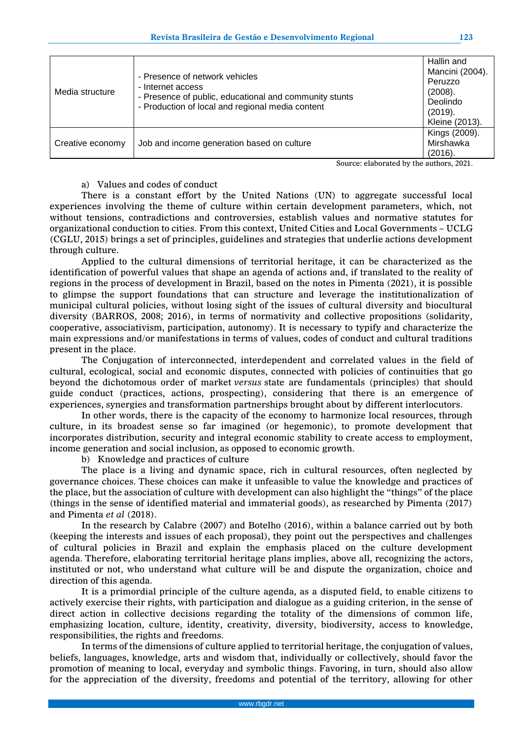| | | |
|---|---|---|
| Media structure | - Presence of network vehicles<br>- Internet access<br>- Presence of public, educational and community stunts<br>- Production of local and regional media content | Hallin and Mancini (2004). Peruzzo (2008). Deolindo (2019). Kleine (2013). |
| Creative economy | Job and income generation based on culture | Kings (2009). Mirshawka (2016). |

Source: elaborated by the authors, 2021.

a) Values and codes of conduct

There is a constant effort by the United Nations (UN) to aggregate successful local experiences involving the theme of culture within certain development parameters, which, not without tensions, contradictions and controversies, establish values and normative statutes for organizational conduction to cities. From this context, United Cities and Local Governments – UCLG (CGLU, 2015) brings a set of principles, guidelines and strategies that underlie actions development through culture.

Applied to the cultural dimensions of territorial heritage, it can be characterized as the identification of powerful values that shape an agenda of actions and, if translated to the reality of regions in the process of development in Brazil, based on the notes in Pimenta (2021), it is possible to glimpse the support foundations that can structure and leverage the institutionalization of municipal cultural policies, without losing sight of the issues of cultural diversity and biocultural diversity (BARROS, 2008; 2016), in terms of normativity and collective propositions (solidarity, cooperative, associativism, participation, autonomy). It is necessary to typify and characterize the main expressions and/or manifestations in terms of values, codes of conduct and cultural traditions present in the place.

The Conjugation of interconnected, interdependent and correlated values in the field of cultural, ecological, social and economic disputes, connected with policies of continuities that go beyond the dichotomous order of market *versus* state are fundamentals (principles) that should guide conduct (practices, actions, prospecting), considering that there is an emergence of experiences, synergies and transformation partnerships brought about by different interlocutors.

In other words, there is the capacity of the economy to harmonize local resources, through culture, in its broadest sense so far imagined (or hegemonic), to promote development that incorporates distribution, security and integral economic stability to create access to employment, income generation and social inclusion, as opposed to economic growth.

b) Knowledge and practices of culture

The place is a living and dynamic space, rich in cultural resources, often neglected by governance choices. These choices can make it unfeasible to value the knowledge and practices of the place, but the association of culture with development can also highlight the "things" of the place (things in the sense of identified material and immaterial goods), as researched by Pimenta (2017) and Pimenta *et al* (2018).

In the research by Calabre (2007) and Botelho (2016), within a balance carried out by both (keeping the interests and issues of each proposal), they point out the perspectives and challenges of cultural policies in Brazil and explain the emphasis placed on the culture development agenda. Therefore, elaborating territorial heritage plans implies, above all, recognizing the actors, instituted or not, who understand what culture will be and dispute the organization, choice and direction of this agenda.

It is a primordial principle of the culture agenda, as a disputed field, to enable citizens to actively exercise their rights, with participation and dialogue as a guiding criterion, in the sense of direct action in collective decisions regarding the totality of the dimensions of common life, emphasizing location, culture, identity, creativity, diversity, biodiversity, access to knowledge, responsibilities, the rights and freedoms.

In terms of the dimensions of culture applied to territorial heritage, the conjugation of values, beliefs, languages, knowledge, arts and wisdom that, individually or collectively, should favor the promotion of meaning to local, everyday and symbolic things. Favoring, in turn, should also allow for the appreciation of the diversity, freedoms and potential of the territory, allowing for other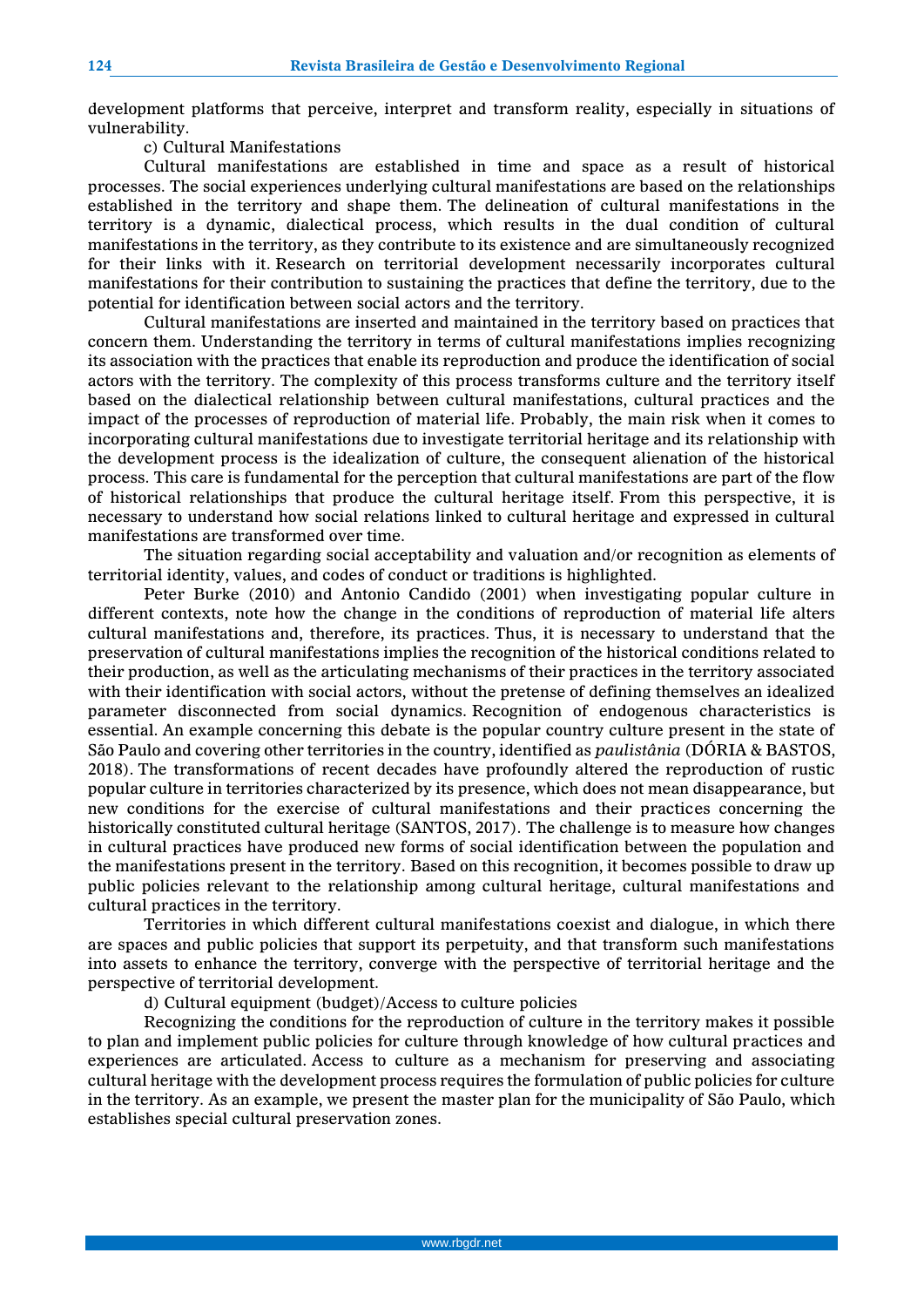development platforms that perceive, interpret and transform reality, especially in situations of vulnerability.

c) Cultural Manifestations

Cultural manifestations are established in time and space as a result of historical processes. The social experiences underlying cultural manifestations are based on the relationships established in the territory and shape them. The delineation of cultural manifestations in the territory is a dynamic, dialectical process, which results in the dual condition of cultural manifestations in the territory, as they contribute to its existence and are simultaneously recognized for their links with it. Research on territorial development necessarily incorporates cultural manifestations for their contribution to sustaining the practices that define the territory, due to the potential for identification between social actors and the territory.

Cultural manifestations are inserted and maintained in the territory based on practices that concern them. Understanding the territory in terms of cultural manifestations implies recognizing its association with the practices that enable its reproduction and produce the identification of social actors with the territory. The complexity of this process transforms culture and the territory itself based on the dialectical relationship between cultural manifestations, cultural practices and the impact of the processes of reproduction of material life. Probably, the main risk when it comes to incorporating cultural manifestations due to investigate territorial heritage and its relationship with the development process is the idealization of culture, the consequent alienation of the historical process. This care is fundamental for the perception that cultural manifestations are part of the flow of historical relationships that produce the cultural heritage itself. From this perspective, it is necessary to understand how social relations linked to cultural heritage and expressed in cultural manifestations are transformed over time.

The situation regarding social acceptability and valuation and/or recognition as elements of territorial identity, values, and codes of conduct or traditions is highlighted.

Peter Burke (2010) and Antonio Candido (2001) when investigating popular culture in different contexts, note how the change in the conditions of reproduction of material life alters cultural manifestations and, therefore, its practices. Thus, it is necessary to understand that the preservation of cultural manifestations implies the recognition of the historical conditions related to their production, as well as the articulating mechanisms of their practices in the territory associated with their identification with social actors, without the pretense of defining themselves an idealized parameter disconnected from social dynamics. Recognition of endogenous characteristics is essential. An example concerning this debate is the popular country culture present in the state of São Paulo and covering other territories in the country, identified as *paulistânia* (DÓRIA & BASTOS, 2018). The transformations of recent decades have profoundly altered the reproduction of rustic popular culture in territories characterized by its presence, which does not mean disappearance, but new conditions for the exercise of cultural manifestations and their practices concerning the historically constituted cultural heritage (SANTOS, 2017). The challenge is to measure how changes in cultural practices have produced new forms of social identification between the population and the manifestations present in the territory. Based on this recognition, it becomes possible to draw up public policies relevant to the relationship among cultural heritage, cultural manifestations and cultural practices in the territory.

Territories in which different cultural manifestations coexist and dialogue, in which there are spaces and public policies that support its perpetuity, and that transform such manifestations into assets to enhance the territory, converge with the perspective of territorial heritage and the perspective of territorial development.

d) Cultural equipment (budget)/Access to culture policies

Recognizing the conditions for the reproduction of culture in the territory makes it possible to plan and implement public policies for culture through knowledge of how cultural practices and experiences are articulated. Access to culture as a mechanism for preserving and associating cultural heritage with the development process requires the formulation of public policies for culture in the territory. As an example, we present the master plan for the municipality of São Paulo, which establishes special cultural preservation zones.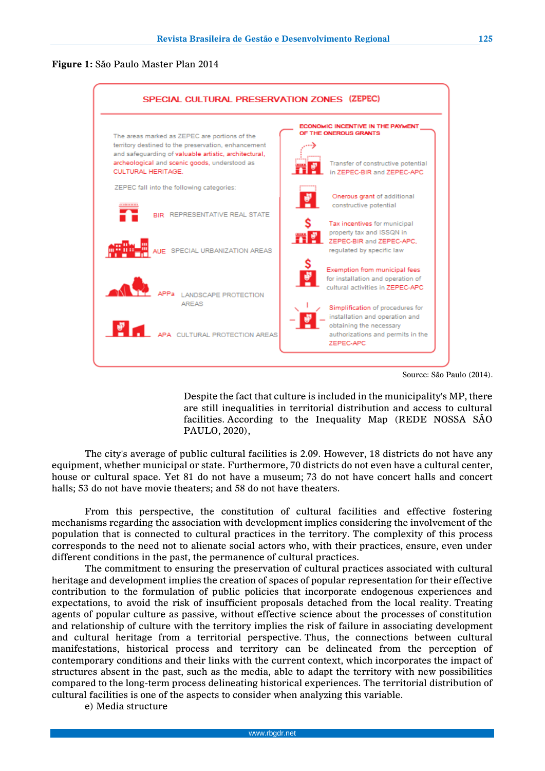**Figure 1:** São Paulo Master Plan 2014

SPECIAL CULTURAL PRESERVATION ZONES (ZEPEC)

The areas marked as ZEPEC are portions of the territory destined to the preservation, enhancement and safeguarding of valuable artistic, architectural, archeological and scenic goods, understood as CULTURAL HERITAGE.

ZEPEC fall into the following categories:

BIR REPRESENTATIVE REAL STATE

AUE SPECIAL URBANIZATION AREAS

APPa LANDSCAPE PROTECTION AREAS

APA CULTURAL PROTECTION AREAS

ECONOMIC INCENTIVE IN THE PAYMENT OF THE ONEROUS GRANTS

Transfer of constructive potential in ZEPEC-BIR and ZEPEC-APC

Onerous grant of additional constructive potential

Tax incentives for municipal property tax and ISSQN in ZEPEC-BIR and ZEPEC-APC, regulated by specific law

Exemption from municipal fees for installation and operation of cultural activities in ZEPEC-APC

Simplification of procedures for installation and operation and obtaining the necessary authorizations and permits in the ZEPEC-APC

Source: São Paulo (2014).

> Despite the fact that culture is included in the municipality's MP, there are still inequalities in territorial distribution and access to cultural facilities. According to the Inequality Map (REDE NOSSA SÃO PAULO, 2020),

The city's average of public cultural facilities is 2.09. However, 18 districts do not have any equipment, whether municipal or state. Furthermore, 70 districts do not even have a cultural center, house or cultural space. Yet 81 do not have a museum; 73 do not have concert halls and concert halls; 53 do not have movie theaters; and 58 do not have theaters.

From this perspective, the constitution of cultural facilities and effective fostering mechanisms regarding the association with development implies considering the involvement of the population that is connected to cultural practices in the territory. The complexity of this process corresponds to the need not to alienate social actors who, with their practices, ensure, even under different conditions in the past, the permanence of cultural practices.

The commitment to ensuring the preservation of cultural practices associated with cultural heritage and development implies the creation of spaces of popular representation for their effective contribution to the formulation of public policies that incorporate endogenous experiences and expectations, to avoid the risk of insufficient proposals detached from the local reality. Treating agents of popular culture as passive, without effective science about the processes of constitution and relationship of culture with the territory implies the risk of failure in associating development and cultural heritage from a territorial perspective. Thus, the connections between cultural manifestations, historical process and territory can be delineated from the perception of contemporary conditions and their links with the current context, which incorporates the impact of structures absent in the past, such as the media, able to adapt the territory with new possibilities compared to the long-term process delineating historical experiences. The territorial distribution of cultural facilities is one of the aspects to consider when analyzing this variable.

e) Media structure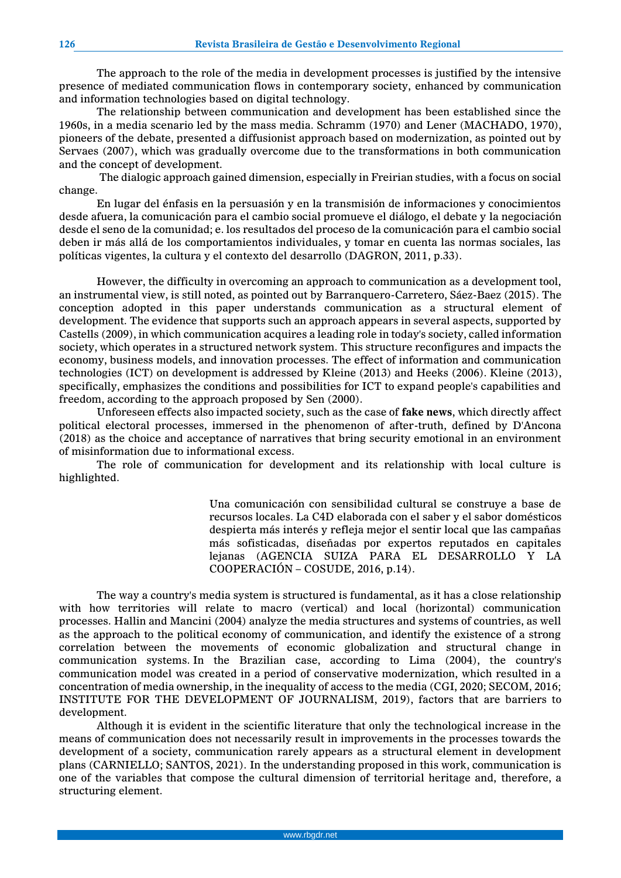The approach to the role of the media in development processes is justified by the intensive presence of mediated communication flows in contemporary society, enhanced by communication and information technologies based on digital technology.

The relationship between communication and development has been established since the 1960s, in a media scenario led by the mass media. Schramm (1970) and Lener (MACHADO, 1970), pioneers of the debate, presented a diffusionist approach based on modernization, as pointed out by Servaes (2007), which was gradually overcome due to the transformations in both communication and the concept of development.

The dialogic approach gained dimension, especially in Freirian studies, with a focus on social change.

En lugar del énfasis en la persuasión y en la transmisión de informaciones y conocimientos desde afuera, la comunicación para el cambio social promueve el diálogo, el debate y la negociación desde el seno de la comunidad; e. los resultados del proceso de la comunicación para el cambio social deben ir más allá de los comportamientos individuales, y tomar en cuenta las normas sociales, las políticas vigentes, la cultura y el contexto del desarrollo (DAGRON, 2011, p.33).

However, the difficulty in overcoming an approach to communication as a development tool, an instrumental view, is still noted, as pointed out by Barranquero-Carretero, Sáez-Baez (2015). The conception adopted in this paper understands communication as a structural element of development. The evidence that supports such an approach appears in several aspects, supported by Castells (2009), in which communication acquires a leading role in today's society, called information society, which operates in a structured network system. This structure reconfigures and impacts the economy, business models, and innovation processes. The effect of information and communication technologies (ICT) on development is addressed by Kleine (2013) and Heeks (2006). Kleine (2013), specifically, emphasizes the conditions and possibilities for ICT to expand people's capabilities and freedom, according to the approach proposed by Sen (2000).

Unforeseen effects also impacted society, such as the case of **fake news**, which directly affect political electoral processes, immersed in the phenomenon of after-truth, defined by D'Ancona (2018) as the choice and acceptance of narratives that bring security emotional in an environment of misinformation due to informational excess.

The role of communication for development and its relationship with local culture is highlighted.

> Una comunicación con sensibilidad cultural se construye a base de recursos locales. La C4D elaborada con el saber y el sabor domésticos despierta más interés y refleja mejor el sentir local que las campañas más sofisticadas, diseñadas por expertos reputados en capitales lejanas (AGENCIA SUIZA PARA EL DESARROLLO Y LA COOPERACIÓN – COSUDE, 2016, p.14).

The way a country's media system is structured is fundamental, as it has a close relationship with how territories will relate to macro (vertical) and local (horizontal) communication processes. Hallin and Mancini (2004) analyze the media structures and systems of countries, as well as the approach to the political economy of communication, and identify the existence of a strong correlation between the movements of economic globalization and structural change in communication systems. In the Brazilian case, according to Lima (2004), the country's communication model was created in a period of conservative modernization, which resulted in a concentration of media ownership, in the inequality of access to the media (CGI, 2020; SECOM, 2016; INSTITUTE FOR THE DEVELOPMENT OF JOURNALISM, 2019), factors that are barriers to development.

Although it is evident in the scientific literature that only the technological increase in the means of communication does not necessarily result in improvements in the processes towards the development of a society, communication rarely appears as a structural element in development plans (CARNIELLO; SANTOS, 2021). In the understanding proposed in this work, communication is one of the variables that compose the cultural dimension of territorial heritage and, therefore, a structuring element.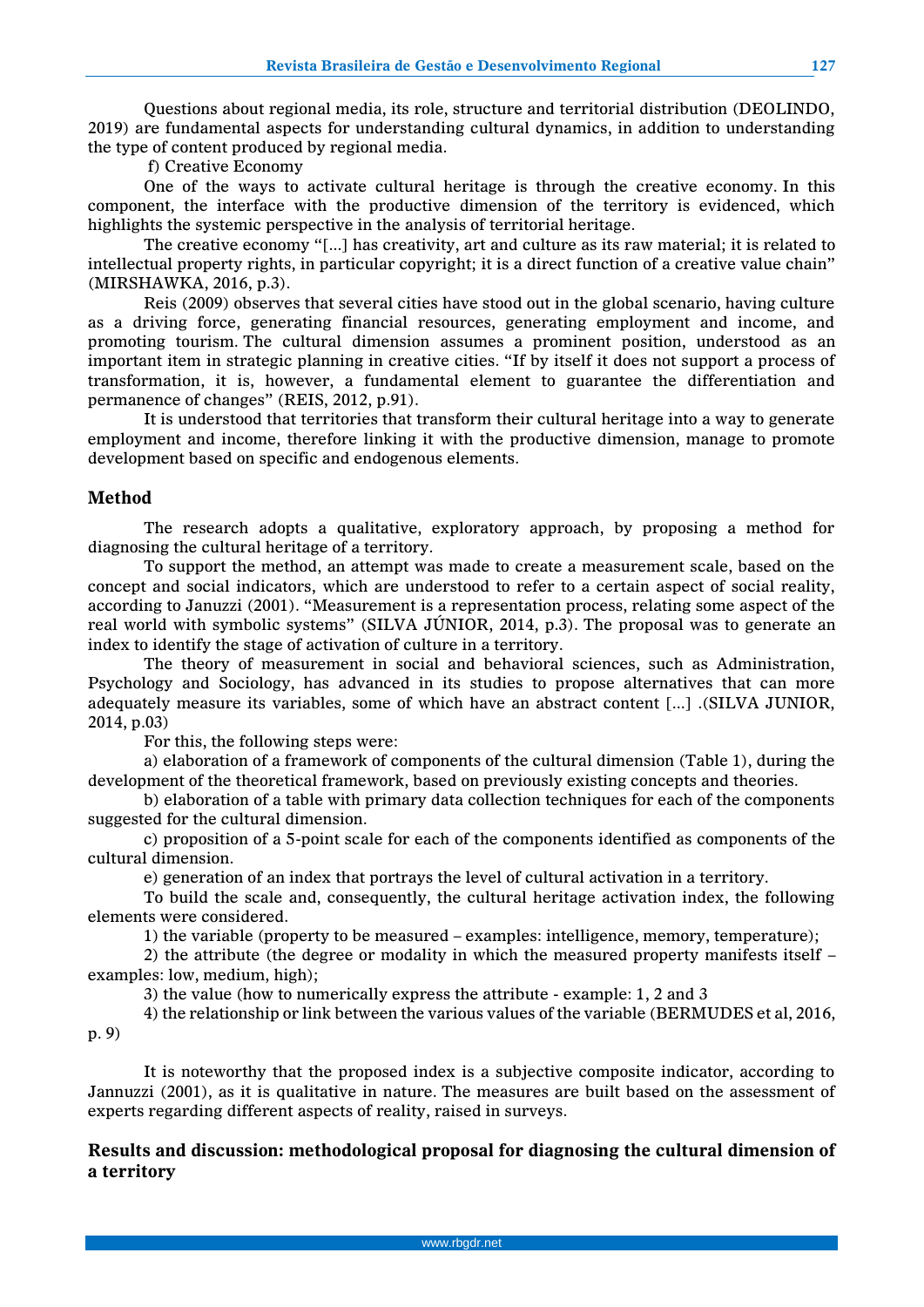Questions about regional media, its role, structure and territorial distribution (DEOLINDO, 2019) are fundamental aspects for understanding cultural dynamics, in addition to understanding the type of content produced by regional media.

f) Creative Economy

One of the ways to activate cultural heritage is through the creative economy. In this component, the interface with the productive dimension of the territory is evidenced, which highlights the systemic perspective in the analysis of territorial heritage.

The creative economy "[...] has creativity, art and culture as its raw material; it is related to intellectual property rights, in particular copyright; it is a direct function of a creative value chain" (MIRSHAWKA, 2016, p.3).

Reis (2009) observes that several cities have stood out in the global scenario, having culture as a driving force, generating financial resources, generating employment and income, and promoting tourism. The cultural dimension assumes a prominent position, understood as an important item in strategic planning in creative cities. "If by itself it does not support a process of transformation, it is, however, a fundamental element to guarantee the differentiation and permanence of changes" (REIS, 2012, p.91).

It is understood that territories that transform their cultural heritage into a way to generate employment and income, therefore linking it with the productive dimension, manage to promote development based on specific and endogenous elements.

## Method

The research adopts a qualitative, exploratory approach, by proposing a method for diagnosing the cultural heritage of a territory.

To support the method, an attempt was made to create a measurement scale, based on the concept and social indicators, which are understood to refer to a certain aspect of social reality, according to Januzzi (2001). "Measurement is a representation process, relating some aspect of the real world with symbolic systems" (SILVA JÚNIOR, 2014, p.3). The proposal was to generate an index to identify the stage of activation of culture in a territory.

The theory of measurement in social and behavioral sciences, such as Administration, Psychology and Sociology, has advanced in its studies to propose alternatives that can more adequately measure its variables, some of which have an abstract content [...] .(SILVA JUNIOR, 2014, p.03)

For this, the following steps were:

a) elaboration of a framework of components of the cultural dimension (Table 1), during the development of the theoretical framework, based on previously existing concepts and theories.

b) elaboration of a table with primary data collection techniques for each of the components suggested for the cultural dimension.

c) proposition of a 5-point scale for each of the components identified as components of the cultural dimension.

e) generation of an index that portrays the level of cultural activation in a territory.

To build the scale and, consequently, the cultural heritage activation index, the following elements were considered.

1) the variable (property to be measured – examples: intelligence, memory, temperature);

2) the attribute (the degree or modality in which the measured property manifests itself – examples: low, medium, high);

3) the value (how to numerically express the attribute - example: 1, 2 and 3

4) the relationship or link between the various values of the variable (BERMUDES et al, 2016, p. 9)

It is noteworthy that the proposed index is a subjective composite indicator, according to Jannuzzi (2001), as it is qualitative in nature. The measures are built based on the assessment of experts regarding different aspects of reality, raised in surveys.

## Results and discussion: methodological proposal for diagnosing the cultural dimension of a territory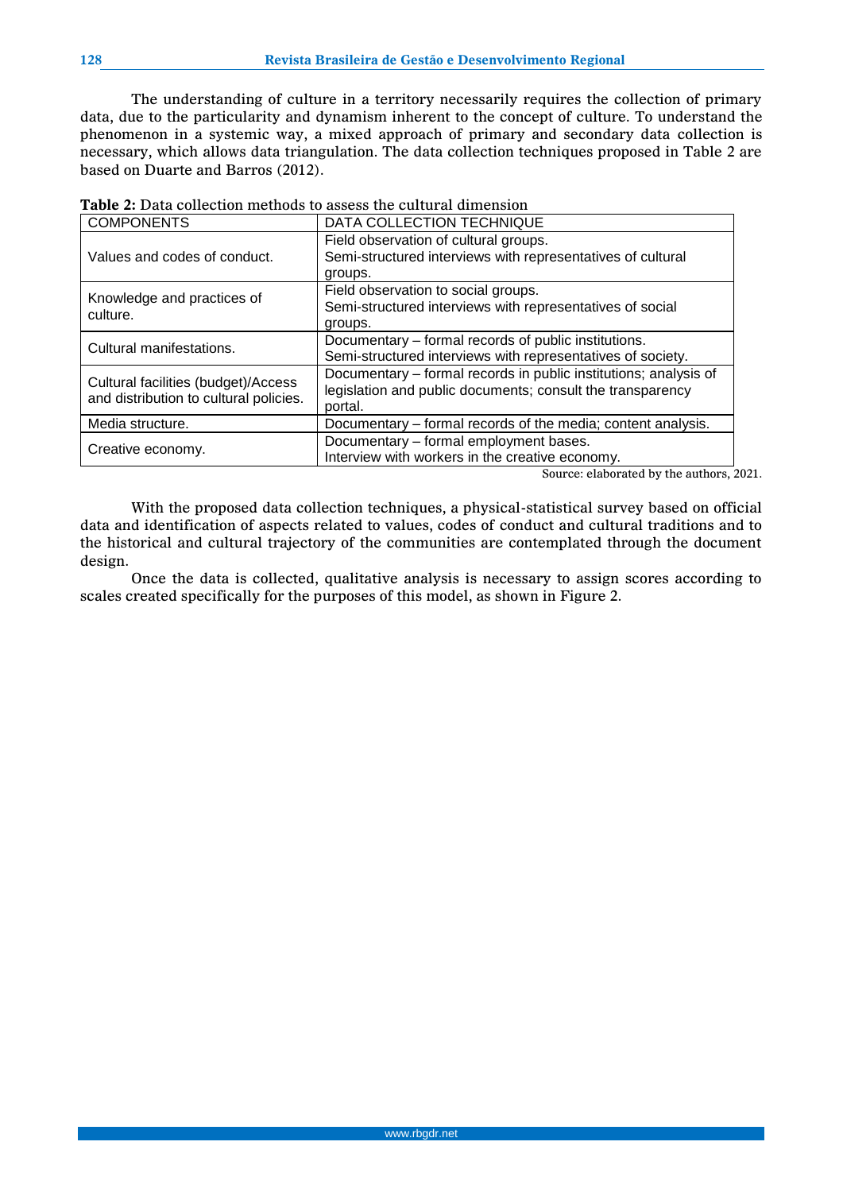The understanding of culture in a territory necessarily requires the collection of primary data, due to the particularity and dynamism inherent to the concept of culture. To understand the phenomenon in a systemic way, a mixed approach of primary and secondary data collection is necessary, which allows data triangulation. The data collection techniques proposed in Table 2 are based on Duarte and Barros (2012).

**Table 2:** Data collection methods to assess the cultural dimension

| COMPONENTS | DATA COLLECTION TECHNIQUE |
| --- | --- |
| Values and codes of conduct. | Field observation of cultural groups. Semi-structured interviews with representatives of cultural groups. |
| Knowledge and practices of culture. | Field observation to social groups. Semi-structured interviews with representatives of social groups. |
| Cultural manifestations. | Documentary – formal records of public institutions. Semi-structured interviews with representatives of society. |
| Cultural facilities (budget)/Access and distribution to cultural policies. | Documentary – formal records in public institutions; analysis of legislation and public documents; consult the transparency portal. |
| Media structure. | Documentary – formal records of the media; content analysis. |
| Creative economy. | Documentary – formal employment bases. Interview with workers in the creative economy. |

Source: elaborated by the authors, 2021.

With the proposed data collection techniques, a physical-statistical survey based on official data and identification of aspects related to values, codes of conduct and cultural traditions and to the historical and cultural trajectory of the communities are contemplated through the document design.

Once the data is collected, qualitative analysis is necessary to assign scores according to scales created specifically for the purposes of this model, as shown in Figure 2.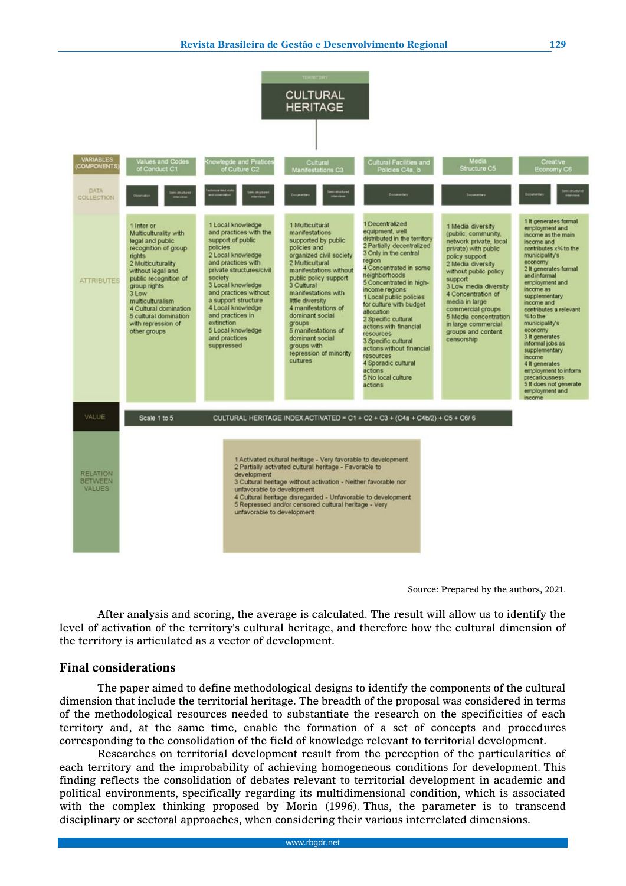TERRITORY

**CULTURAL HERITAGE**

| VARIABLES (COMPONENTS) | Values and Codes of Conduct C1 | Knowlegde and Pratices of Culture C2 | Cultural Manifestations C3 | Cultural Facilities and Policies C4a, b | Media Structure C5 | Creative Economy C6 |
|---|---|---|---|---|---|---|
| DATA COLLECTION | Observation; Semi-structured interviews | Technical field visits and observation; Semi-structured interviews | Documentary; Semi-structured interviews | Documentary | Documentary | Documentary; Semi-structured interviews |
| ATTRIBUTES | 1 Inter or Multiculturality with legal and public recognition of group rights<br>2 Multiculturality without legal and public recognition of group rights<br>3 Low multiculturalism<br>4 Cultural domination<br>5 cultural domination with repression of other groups | 1 Local knowledge and practices with the support of public policies<br>2 Local knowledge and practices with private structures/civil society<br>3 Local knowledge and practices without a support structure<br>4 Local knowledge and practices in extinction<br>5 Local knowledge and practices suppressed | 1 Multicultural manifestations supported by public policies and organized civil society<br>2 Multicultural manifestations without public policy support<br>3 Cultural manifestations with little diversity<br>4 manifestations of dominant social groups<br>5 manifestations of dominant social groups with repression of minority cultures | 1 Decentralized equipment, well distributed in the territory<br>2 Partially decentralized<br>3 Only in the central region<br>4 Concentrated in some neighborhoods<br>5 Concentrated in high-income regions<br>1 Local public policies for culture with budget allocation<br>2 Specific cultural actions with financial resources<br>3 Specific cultural actions without financial resources<br>4 Sporadic cultural actions<br>5 No local culture actions | 1 Media diversity (public, community, network private, local private) with public policy support<br>2 Media diversity without public policy support<br>3 Low media diversity<br>4 Concentration of media in large commercial groups<br>5 Media concentration in large commercial groups and content censorship | 1 It generates formal employment and income as the main income and contributes x% to the municipality's economy<br>2 It generates formal and informal employment and income as supplementary income and contributes a relevant % to the municipality's economy<br>3 It generates informal jobs as supplementary income<br>4 It generates employment to inform precariousness<br>5 It does not generate employment and income |
| VALUE | Scale 1 to 5 | CULTURAL HERITAGE INDEX ACTIVATED = C1 + C2 + C3 + (C4a + C4b/2) + C5 + C6/ 6 | | | | |
| RELATION BETWEEN VALUES | | 1 Activated cultural heritage - Very favorable to development<br>2 Partially activated cultural heritage - Favorable to development<br>3 Cultural heritage without activation - Neither favorable nor unfavorable to development<br>4 Cultural heritage disregarded - Unfavorable to development<br>5 Repressed and/or censored cultural heritage - Very unfavorable to development | | | | |

Source: Prepared by the authors, 2021.

After analysis and scoring, the average is calculated. The result will allow us to identify the level of activation of the territory's cultural heritage, and therefore how the cultural dimension of the territory is articulated as a vector of development.

## Final considerations

The paper aimed to define methodological designs to identify the components of the cultural dimension that include the territorial heritage. The breadth of the proposal was considered in terms of the methodological resources needed to substantiate the research on the specificities of each territory and, at the same time, enable the formation of a set of concepts and procedures corresponding to the consolidation of the field of knowledge relevant to territorial development.

Researches on territorial development result from the perception of the particularities of each territory and the improbability of achieving homogeneous conditions for development. This finding reflects the consolidation of debates relevant to territorial development in academic and political environments, specifically regarding its multidimensional condition, which is associated with the complex thinking proposed by Morin (1996). Thus, the parameter is to transcend disciplinary or sectoral approaches, when considering their various interrelated dimensions.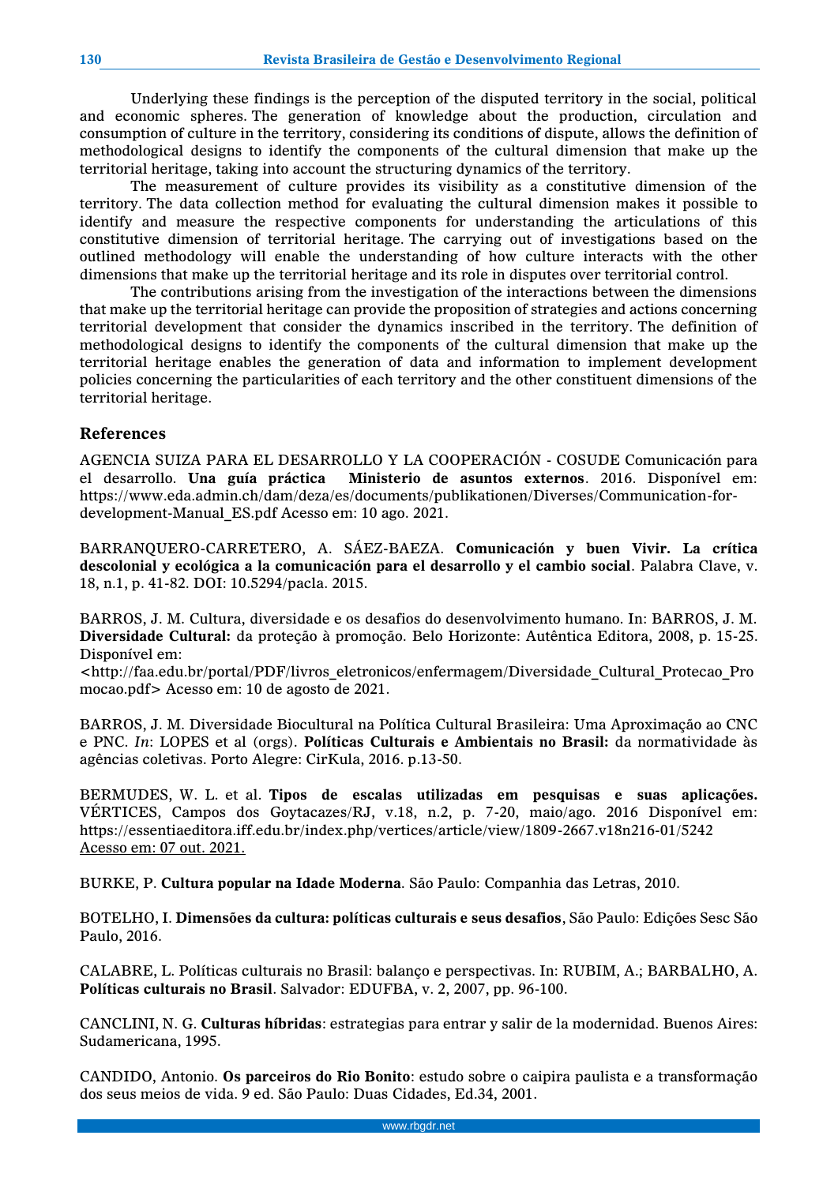Underlying these findings is the perception of the disputed territory in the social, political and economic spheres. The generation of knowledge about the production, circulation and consumption of culture in the territory, considering its conditions of dispute, allows the definition of methodological designs to identify the components of the cultural dimension that make up the territorial heritage, taking into account the structuring dynamics of the territory.

The measurement of culture provides its visibility as a constitutive dimension of the territory. The data collection method for evaluating the cultural dimension makes it possible to identify and measure the respective components for understanding the articulations of this constitutive dimension of territorial heritage. The carrying out of investigations based on the outlined methodology will enable the understanding of how culture interacts with the other dimensions that make up the territorial heritage and its role in disputes over territorial control.

The contributions arising from the investigation of the interactions between the dimensions that make up the territorial heritage can provide the proposition of strategies and actions concerning territorial development that consider the dynamics inscribed in the territory. The definition of methodological designs to identify the components of the cultural dimension that make up the territorial heritage enables the generation of data and information to implement development policies concerning the particularities of each territory and the other constituent dimensions of the territorial heritage.

## References

AGENCIA SUIZA PARA EL DESARROLLO Y LA COOPERACIÓN - COSUDE Comunicación para el desarrollo. **Una guía práctica Ministerio de asuntos externos**. 2016. Disponível em: https://www.eda.admin.ch/dam/deza/es/documents/publikationen/Diverses/Communication-for-development-Manual_ES.pdf Acesso em: 10 ago. 2021.

BARRANQUERO-CARRETERO, A. SÁEZ-BAEZA. **Comunicación y buen Vivir. La crítica descolonial y ecológica a la comunicación para el desarrollo y el cambio social**. Palabra Clave, v. 18, n.1, p. 41-82. DOI: 10.5294/pacla. 2015.

BARROS, J. M. Cultura, diversidade e os desafios do desenvolvimento humano. In: BARROS, J. M. **Diversidade Cultural:** da proteção à promoção. Belo Horizonte: Autêntica Editora, 2008, p. 15-25. Disponível em: <http://faa.edu.br/portal/PDF/livros_eletronicos/enfermagem/Diversidade_Cultural_Protecao_Promocao.pdf> Acesso em: 10 de agosto de 2021.

BARROS, J. M. Diversidade Biocultural na Política Cultural Brasileira: Uma Aproximação ao CNC e PNC. *In*: LOPES et al (orgs). **Políticas Culturais e Ambientais no Brasil:** da normatividade às agências coletivas. Porto Alegre: CirKula, 2016. p.13-50.

BERMUDES, W. L. et al. **Tipos de escalas utilizadas em pesquisas e suas aplicações.** VÉRTICES, Campos dos Goytacazes/RJ, v.18, n.2, p. 7-20, maio/ago. 2016 Disponível em: https://essentiaeditora.iff.edu.br/index.php/vertices/article/view/1809-2667.v18n216-01/5242 Acesso em: 07 out. 2021.

BURKE, P. **Cultura popular na Idade Moderna**. São Paulo: Companhia das Letras, 2010.

BOTELHO, I. **Dimensões da cultura: políticas culturais e seus desafios**, São Paulo: Edições Sesc São Paulo, 2016.

CALABRE, L. Políticas culturais no Brasil: balanço e perspectivas. In: RUBIM, A.; BARBALHO, A. **Políticas culturais no Brasil**. Salvador: EDUFBA, v. 2, 2007, pp. 96-100.

CANCLINI, N. G. **Culturas híbridas**: estrategias para entrar y salir de la modernidad. Buenos Aires: Sudamericana, 1995.

CANDIDO, Antonio. **Os parceiros do Rio Bonito**: estudo sobre o caipira paulista e a transformação dos seus meios de vida. 9 ed. São Paulo: Duas Cidades, Ed.34, 2001.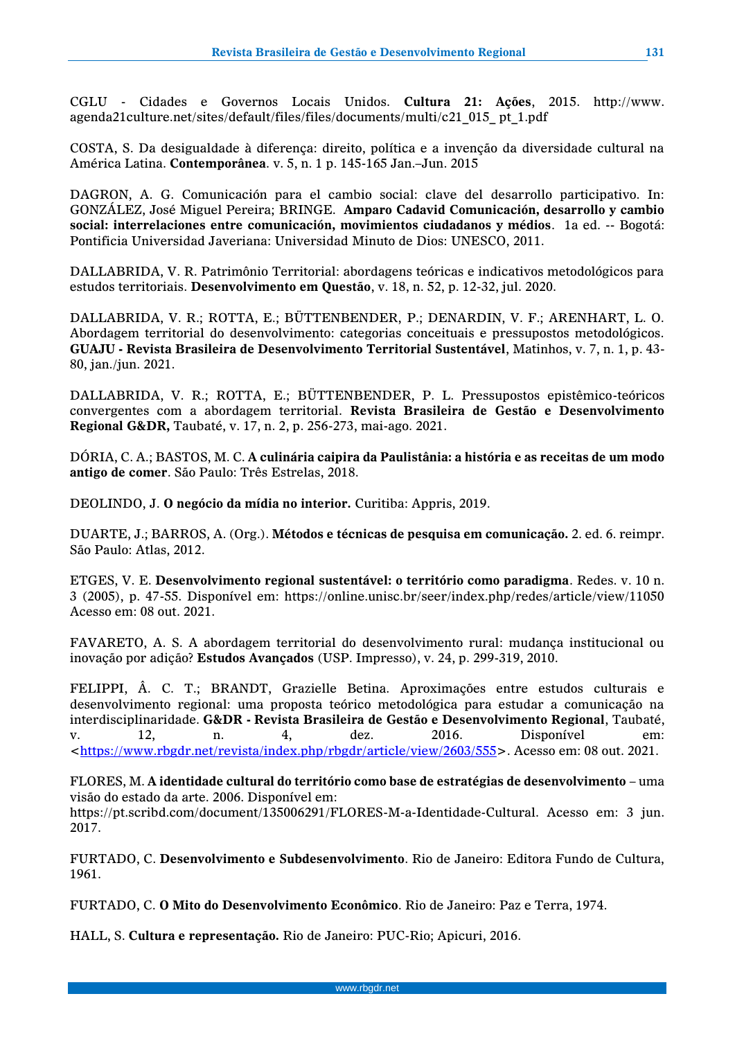CGLU - Cidades e Governos Locais Unidos. **Cultura 21: Ações**, 2015. http://www.agenda21culture.net/sites/default/files/files/documents/multi/c21_015_ pt_1.pdf

COSTA, S. Da desigualdade à diferença: direito, política e a invenção da diversidade cultural na América Latina. **Contemporânea**. v. 5, n. 1 p. 145-165 Jan.–Jun. 2015

DAGRON, A. G. Comunicación para el cambio social: clave del desarrollo participativo. In: GONZÁLEZ, José Miguel Pereira; BRINGE. **Amparo Cadavid Comunicación, desarrollo y cambio social: interrelaciones entre comunicación, movimientos ciudadanos y médios**. 1a ed. -- Bogotá: Pontificia Universidad Javeriana: Universidad Minuto de Dios: UNESCO, 2011.

DALLABRIDA, V. R. Patrimônio Territorial: abordagens teóricas e indicativos metodológicos para estudos territoriais. **Desenvolvimento em Questão**, v. 18, n. 52, p. 12-32, jul. 2020.

DALLABRIDA, V. R.; ROTTA, E.; BÜTTENBENDER, P.; DENARDIN, V. F.; ARENHART, L. O. Abordagem territorial do desenvolvimento: categorias conceituais e pressupostos metodológicos. **GUAJU - Revista Brasileira de Desenvolvimento Territorial Sustentável**, Matinhos, v. 7, n. 1, p. 43-80, jan./jun. 2021.

DALLABRIDA, V. R.; ROTTA, E.; BÜTTENBENDER, P. L. Pressupostos epistêmico-teóricos convergentes com a abordagem territorial. **Revista Brasileira de Gestão e Desenvolvimento Regional G&DR,** Taubaté, v. 17, n. 2, p. 256-273, mai-ago. 2021.

DÓRIA, C. A.; BASTOS, M. C. **A culinária caipira da Paulistânia: a história e as receitas de um modo antigo de comer**. São Paulo: Três Estrelas, 2018.

DEOLINDO, J. **O negócio da mídia no interior.** Curitiba: Appris, 2019.

DUARTE, J.; BARROS, A. (Org.). **Métodos e técnicas de pesquisa em comunicação.** 2. ed. 6. reimpr. São Paulo: Atlas, 2012.

ETGES, V. E. **Desenvolvimento regional sustentável: o território como paradigma**. Redes. v. 10 n. 3 (2005), p. 47-55. Disponível em: https://online.unisc.br/seer/index.php/redes/article/view/11050 Acesso em: 08 out. 2021.

FAVARETO, A. S. A abordagem territorial do desenvolvimento rural: mudança institucional ou inovação por adição? **Estudos Avançados** (USP. Impresso), v. 24, p. 299-319, 2010.

FELIPPI, Â. C. T.; BRANDT, Grazielle Betina. Aproximações entre estudos culturais e desenvolvimento regional: uma proposta teórico metodológica para estudar a comunicação na interdisciplinaridade. **G&DR - Revista Brasileira de Gestão e Desenvolvimento Regional**, Taubaté, v. 12, n. 4, dez. 2016. Disponível em: <https://www.rbgdr.net/revista/index.php/rbgdr/article/view/2603/555>. Acesso em: 08 out. 2021.

FLORES, M. **A identidade cultural do território como base de estratégias de desenvolvimento** – uma visão do estado da arte. 2006. Disponível em: https://pt.scribd.com/document/135006291/FLORES-M-a-Identidade-Cultural. Acesso em: 3 jun. 2017.

FURTADO, C. **Desenvolvimento e Subdesenvolvimento**. Rio de Janeiro: Editora Fundo de Cultura, 1961.

FURTADO, C. **O Mito do Desenvolvimento Econômico**. Rio de Janeiro: Paz e Terra, 1974.

HALL, S. **Cultura e representação.** Rio de Janeiro: PUC-Rio; Apicuri, 2016.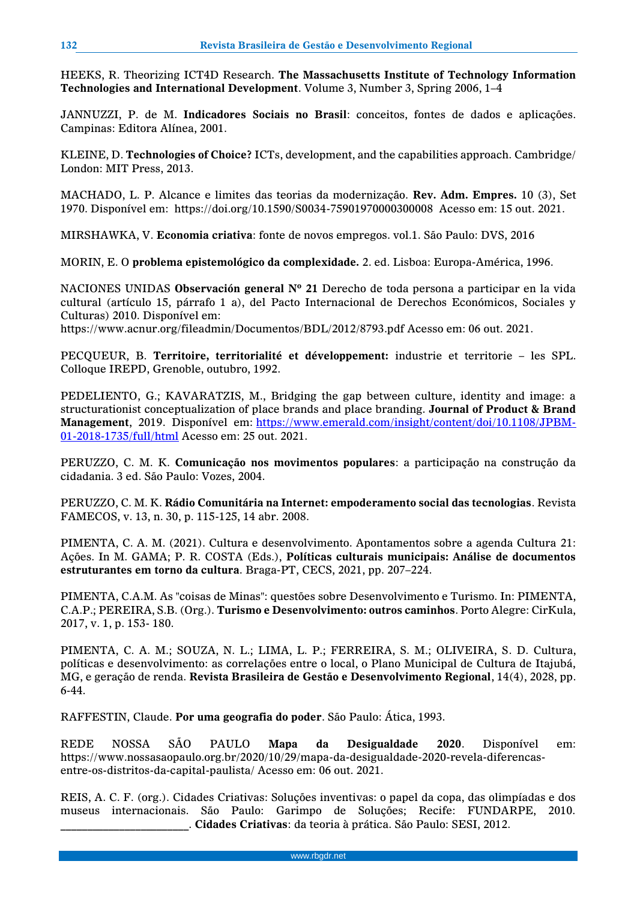HEEKS, R. Theorizing ICT4D Research. **The Massachusetts Institute of Technology Information Technologies and International Development**. Volume 3, Number 3, Spring 2006, 1–4

JANNUZZI, P. de M. **Indicadores Sociais no Brasil**: conceitos, fontes de dados e aplicações. Campinas: Editora Alínea, 2001.

KLEINE, D. **Technologies of Choice?** ICTs, development, and the capabilities approach. Cambridge/ London: MIT Press, 2013.

MACHADO, L. P. Alcance e limites das teorias da modernização. **Rev. Adm. Empres.** 10 (3), Set 1970. Disponível em: https://doi.org/10.1590/S0034-75901970000300008 Acesso em: 15 out. 2021.

MIRSHAWKA, V. **Economia criativa**: fonte de novos empregos. vol.1. São Paulo: DVS, 2016

MORIN, E. O **problema epistemológico da complexidade.** 2. ed. Lisboa: Europa-América, 1996.

NACIONES UNIDAS **Observación general Nº 21** Derecho de toda persona a participar en la vida cultural (artículo 15, párrafo 1 a), del Pacto Internacional de Derechos Económicos, Sociales y Culturas) 2010. Disponível em:
https://www.acnur.org/fileadmin/Documentos/BDL/2012/8793.pdf Acesso em: 06 out. 2021.

PECQUEUR, B. **Territoire, territorialité et développement:** industrie et territorie – les SPL. Colloque IREPD, Grenoble, outubro, 1992.

PEDELIENTO, G.; KAVARATZIS, M., Bridging the gap between culture, identity and image: a structurationist conceptualization of place brands and place branding. **Journal of Product & Brand Management**, 2019. Disponível em: https://www.emerald.com/insight/content/doi/10.1108/JPBM-01-2018-1735/full/html Acesso em: 25 out. 2021.

PERUZZO, C. M. K. **Comunicação nos movimentos populares**: a participação na construção da cidadania. 3 ed. São Paulo: Vozes, 2004.

PERUZZO, C. M. K. **Rádio Comunitária na Internet: empoderamento social das tecnologias**. Revista FAMECOS, v. 13, n. 30, p. 115-125, 14 abr. 2008.

PIMENTA, C. A. M. (2021). Cultura e desenvolvimento. Apontamentos sobre a agenda Cultura 21: Ações. In M. GAMA; P. R. COSTA (Eds.), **Políticas culturais municipais: Análise de documentos estruturantes em torno da cultura**. Braga-PT, CECS, 2021, pp. 207–224.

PIMENTA, C.A.M. As "coisas de Minas": questões sobre Desenvolvimento e Turismo. In: PIMENTA, C.A.P.; PEREIRA, S.B. (Org.). **Turismo e Desenvolvimento: outros caminhos**. Porto Alegre: CirKula, 2017, v. 1, p. 153- 180.

PIMENTA, C. A. M.; SOUZA, N. L.; LIMA, L. P.; FERREIRA, S. M.; OLIVEIRA, S. D. Cultura, políticas e desenvolvimento: as correlações entre o local, o Plano Municipal de Cultura de Itajubá, MG, e geração de renda. **Revista Brasileira de Gestão e Desenvolvimento Regional**, 14(4), 2028, pp. 6-44.

RAFFESTIN, Claude. **Por uma geografia do poder**. São Paulo: Ática, 1993.

REDE NOSSA SÃO PAULO **Mapa da Desigualdade 2020**. Disponível em: https://www.nossasaopaulo.org.br/2020/10/29/mapa-da-desigualdade-2020-revela-diferencas-entre-os-distritos-da-capital-paulista/ Acesso em: 06 out. 2021.

REIS, A. C. F. (org.). Cidades Criativas: Soluções inventivas: o papel da copa, das olimpíadas e dos museus internacionais. São Paulo: Garimpo de Soluções; Recife: FUNDARPE, 2010.
_______________________. **Cidades Criativas**: da teoria à prática. São Paulo: SESI, 2012.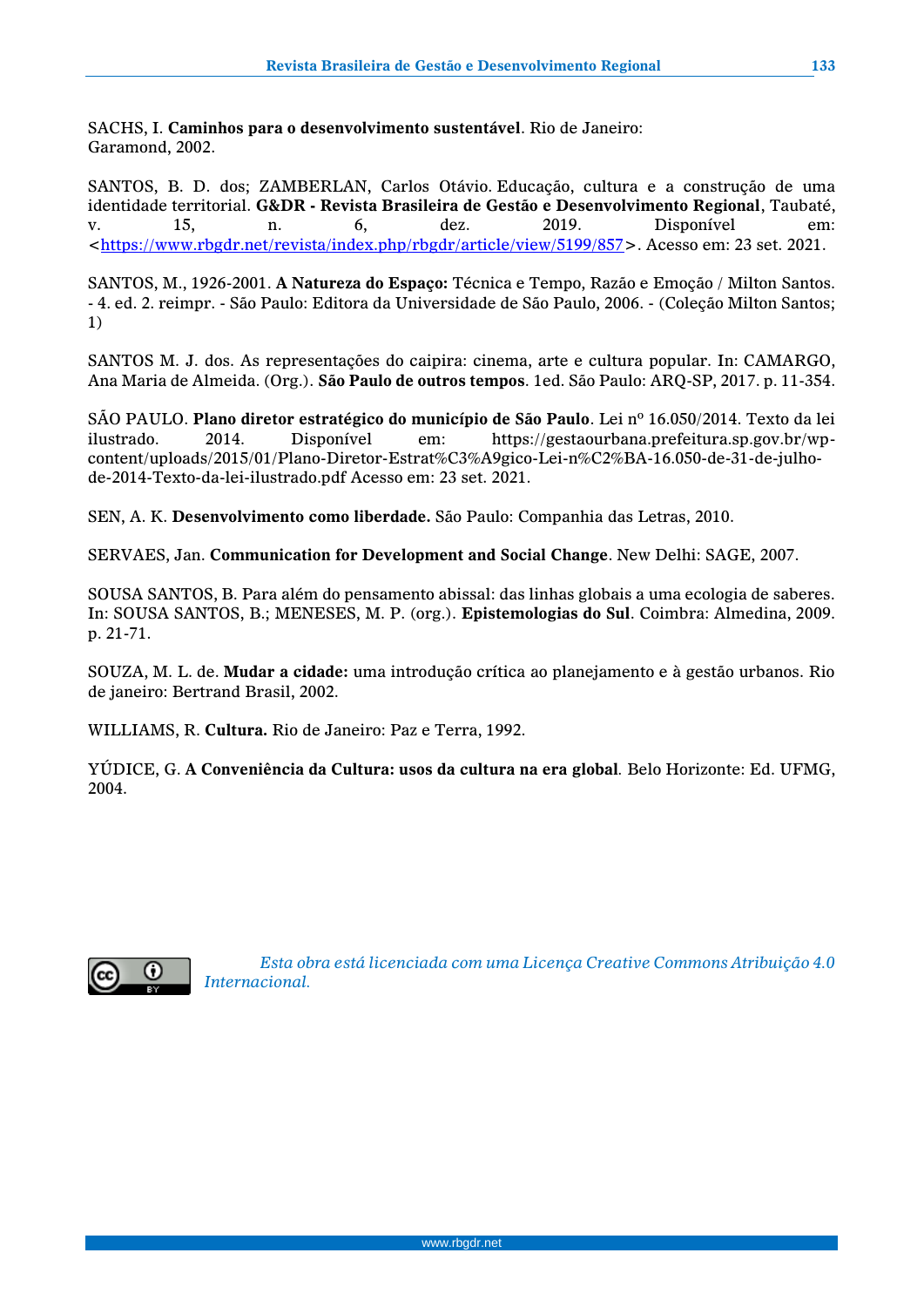SACHS, I. **Caminhos para o desenvolvimento sustentável**. Rio de Janeiro: Garamond, 2002.

SANTOS, B. D. dos; ZAMBERLAN, Carlos Otávio. Educação, cultura e a construção de uma identidade territorial. **G&DR - Revista Brasileira de Gestão e Desenvolvimento Regional**, Taubaté, v. 15, n. 6, dez. 2019. Disponível em: <https://www.rbgdr.net/revista/index.php/rbgdr/article/view/5199/857>. Acesso em: 23 set. 2021.

SANTOS, M., 1926-2001. **A Natureza do Espaço:** Técnica e Tempo, Razão e Emoção / Milton Santos. - 4. ed. 2. reimpr. - São Paulo: Editora da Universidade de São Paulo, 2006. - (Coleção Milton Santos; 1)

SANTOS M. J. dos. As representações do caipira: cinema, arte e cultura popular. In: CAMARGO, Ana Maria de Almeida. (Org.). **São Paulo de outros tempos**. 1ed. São Paulo: ARQ-SP, 2017. p. 11-354.

SÃO PAULO. **Plano diretor estratégico do município de São Paulo**. Lei nº 16.050/2014. Texto da lei ilustrado. 2014. Disponível em: https://gestaourbana.prefeitura.sp.gov.br/wp-content/uploads/2015/01/Plano-Diretor-Estrat%C3%A9gico-Lei-n%C2%BA-16.050-de-31-de-julho-de-2014-Texto-da-lei-ilustrado.pdf Acesso em: 23 set. 2021.

SEN, A. K. **Desenvolvimento como liberdade.** São Paulo: Companhia das Letras, 2010.

SERVAES, Jan. **Communication for Development and Social Change**. New Delhi: SAGE, 2007.

SOUSA SANTOS, B. Para além do pensamento abissal: das linhas globais a uma ecologia de saberes. In: SOUSA SANTOS, B.; MENESES, M. P. (org.). **Epistemologias do Sul**. Coimbra: Almedina, 2009. p. 21-71.

SOUZA, M. L. de. **Mudar a cidade:** uma introdução crítica ao planejamento e à gestão urbanos. Rio de janeiro: Bertrand Brasil, 2002.

WILLIAMS, R. **Cultura.** Rio de Janeiro: Paz e Terra, 1992.

YÚDICE, G. **A Conveniência da Cultura: usos da cultura na era global**. Belo Horizonte: Ed. UFMG, 2004.

*Esta obra está licenciada com uma Licença Creative Commons Atribuição 4.0 Internacional.*